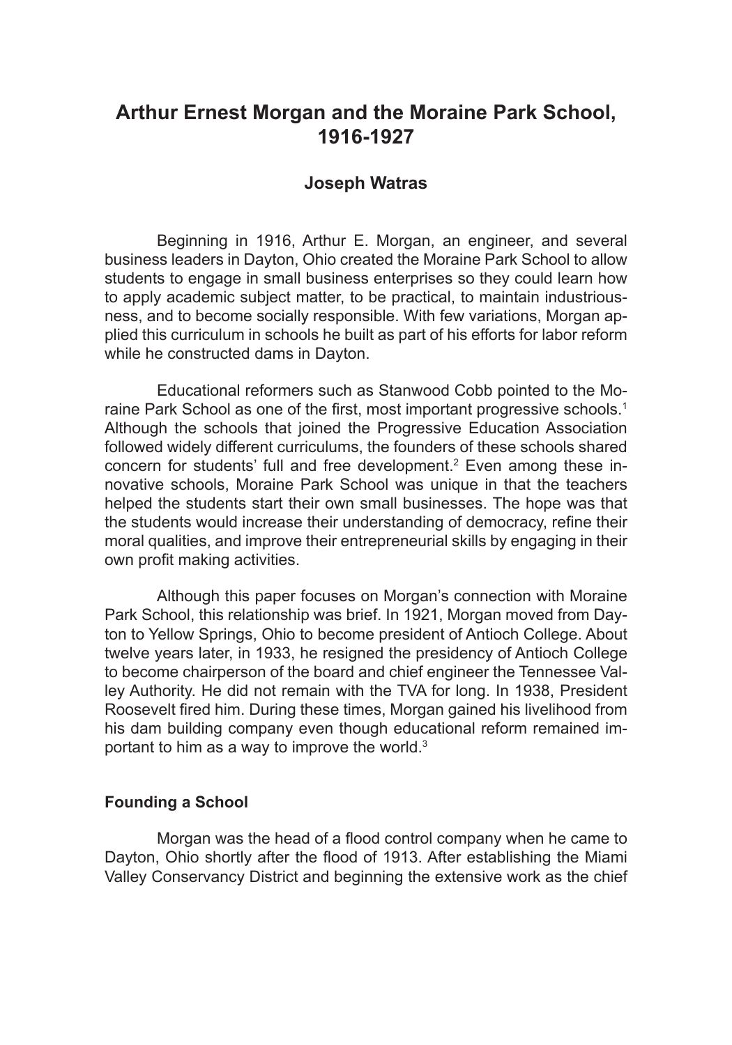# Arthur Ernest Morgan and the Moraine Park School, 1916-1927

**Joseph Watras**

Beginning in 1916, Arthur E. Morgan, an engineer, and several business leaders in Dayton, Ohio created the Moraine Park School to allow students to engage in small business enterprises so they could learn how to apply academic subject matter, to be practical, to maintain industriousness, and to become socially responsible. With few variations, Morgan applied this curriculum in schools he built as part of his efforts for labor reform while he constructed dams in Dayton.

Educational reformers such as Stanwood Cobb pointed to the Moraine Park School as one of the first, most important progressive schools.[1] Although the schools that joined the Progressive Education Association followed widely different curriculums, the founders of these schools shared concern for students' full and free development.[2] Even among these innovative schools, Moraine Park School was unique in that the teachers helped the students start their own small businesses. The hope was that the students would increase their understanding of democracy, refine their moral qualities, and improve their entrepreneurial skills by engaging in their own profit making activities.

Although this paper focuses on Morgan's connection with Moraine Park School, this relationship was brief. In 1921, Morgan moved from Dayton to Yellow Springs, Ohio to become president of Antioch College. About twelve years later, in 1933, he resigned the presidency of Antioch College to become chairperson of the board and chief engineer the Tennessee Valley Authority. He did not remain with the TVA for long. In 1938, President Roosevelt fired him. During these times, Morgan gained his livelihood from his dam building company even though educational reform remained important to him as a way to improve the world.[3]

## Founding a School

Morgan was the head of a flood control company when he came to Dayton, Ohio shortly after the flood of 1913. After establishing the Miami Valley Conservancy District and beginning the extensive work as the chief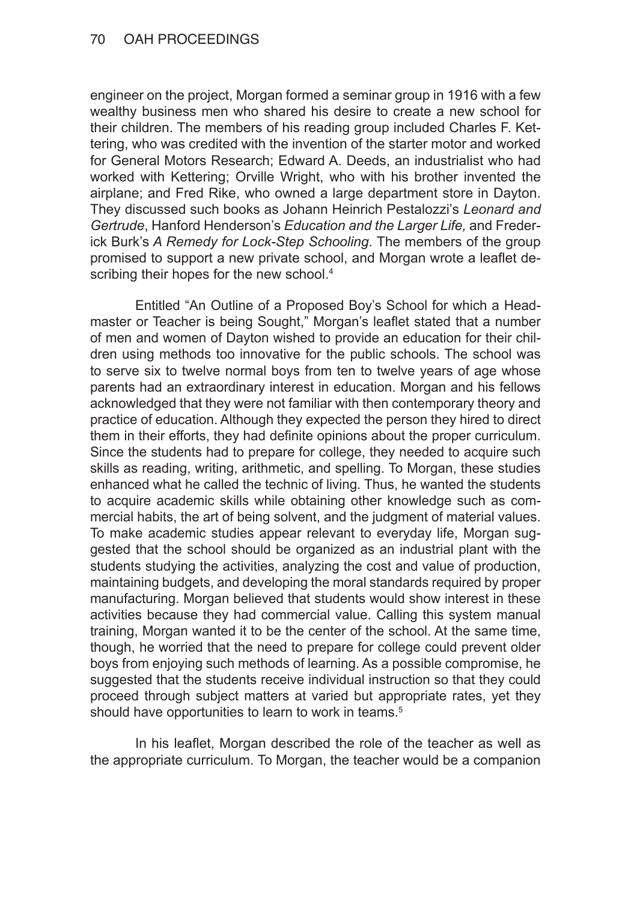engineer on the project, Morgan formed a seminar group in 1916 with a few wealthy business men who shared his desire to create a new school for their children. The members of his reading group included Charles F. Kettering, who was credited with the invention of the starter motor and worked for General Motors Research; Edward A. Deeds, an industrialist who had worked with Kettering; Orville Wright, who with his brother invented the airplane; and Fred Rike, who owned a large department store in Dayton. They discussed such books as Johann Heinrich Pestalozzi's *Leonard and Gertrude*, Hanford Henderson's *Education and the Larger Life,* and Frederick Burk's *A Remedy for Lock-Step Schooling*. The members of the group promised to support a new private school, and Morgan wrote a leaflet describing their hopes for the new school.[4]

Entitled "An Outline of a Proposed Boy's School for which a Headmaster or Teacher is being Sought," Morgan's leaflet stated that a number of men and women of Dayton wished to provide an education for their children using methods too innovative for the public schools. The school was to serve six to twelve normal boys from ten to twelve years of age whose parents had an extraordinary interest in education. Morgan and his fellows acknowledged that they were not familiar with then contemporary theory and practice of education. Although they expected the person they hired to direct them in their efforts, they had definite opinions about the proper curriculum. Since the students had to prepare for college, they needed to acquire such skills as reading, writing, arithmetic, and spelling. To Morgan, these studies enhanced what he called the technic of living. Thus, he wanted the students to acquire academic skills while obtaining other knowledge such as commercial habits, the art of being solvent, and the judgment of material values. To make academic studies appear relevant to everyday life, Morgan suggested that the school should be organized as an industrial plant with the students studying the activities, analyzing the cost and value of production, maintaining budgets, and developing the moral standards required by proper manufacturing. Morgan believed that students would show interest in these activities because they had commercial value. Calling this system manual training, Morgan wanted it to be the center of the school. At the same time, though, he worried that the need to prepare for college could prevent older boys from enjoying such methods of learning. As a possible compromise, he suggested that the students receive individual instruction so that they could proceed through subject matters at varied but appropriate rates, yet they should have opportunities to learn to work in teams.[5]

In his leaflet, Morgan described the role of the teacher as well as the appropriate curriculum. To Morgan, the teacher would be a companion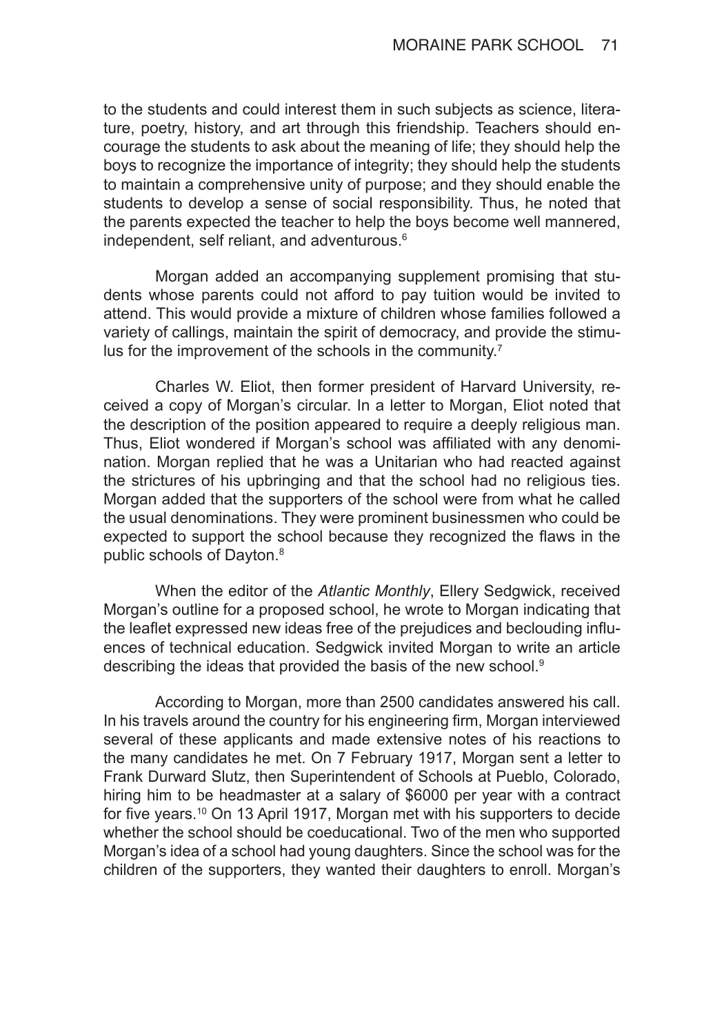to the students and could interest them in such subjects as science, literature, poetry, history, and art through this friendship. Teachers should encourage the students to ask about the meaning of life; they should help the boys to recognize the importance of integrity; they should help the students to maintain a comprehensive unity of purpose; and they should enable the students to develop a sense of social responsibility. Thus, he noted that the parents expected the teacher to help the boys become well mannered, independent, self reliant, and adventurous.[6]

Morgan added an accompanying supplement promising that students whose parents could not afford to pay tuition would be invited to attend. This would provide a mixture of children whose families followed a variety of callings, maintain the spirit of democracy, and provide the stimulus for the improvement of the schools in the community.[7]

Charles W. Eliot, then former president of Harvard University, received a copy of Morgan's circular. In a letter to Morgan, Eliot noted that the description of the position appeared to require a deeply religious man. Thus, Eliot wondered if Morgan's school was affiliated with any denomination. Morgan replied that he was a Unitarian who had reacted against the strictures of his upbringing and that the school had no religious ties. Morgan added that the supporters of the school were from what he called the usual denominations. They were prominent businessmen who could be expected to support the school because they recognized the flaws in the public schools of Dayton.[8]

When the editor of the *Atlantic Monthly*, Ellery Sedgwick, received Morgan's outline for a proposed school, he wrote to Morgan indicating that the leaflet expressed new ideas free of the prejudices and beclouding influences of technical education. Sedgwick invited Morgan to write an article describing the ideas that provided the basis of the new school.[9]

According to Morgan, more than 2500 candidates answered his call. In his travels around the country for his engineering firm, Morgan interviewed several of these applicants and made extensive notes of his reactions to the many candidates he met. On 7 February 1917, Morgan sent a letter to Frank Durward Slutz, then Superintendent of Schools at Pueblo, Colorado, hiring him to be headmaster at a salary of $6000 per year with a contract for five years.[10] On 13 April 1917, Morgan met with his supporters to decide whether the school should be coeducational. Two of the men who supported Morgan's idea of a school had young daughters. Since the school was for the children of the supporters, they wanted their daughters to enroll. Morgan's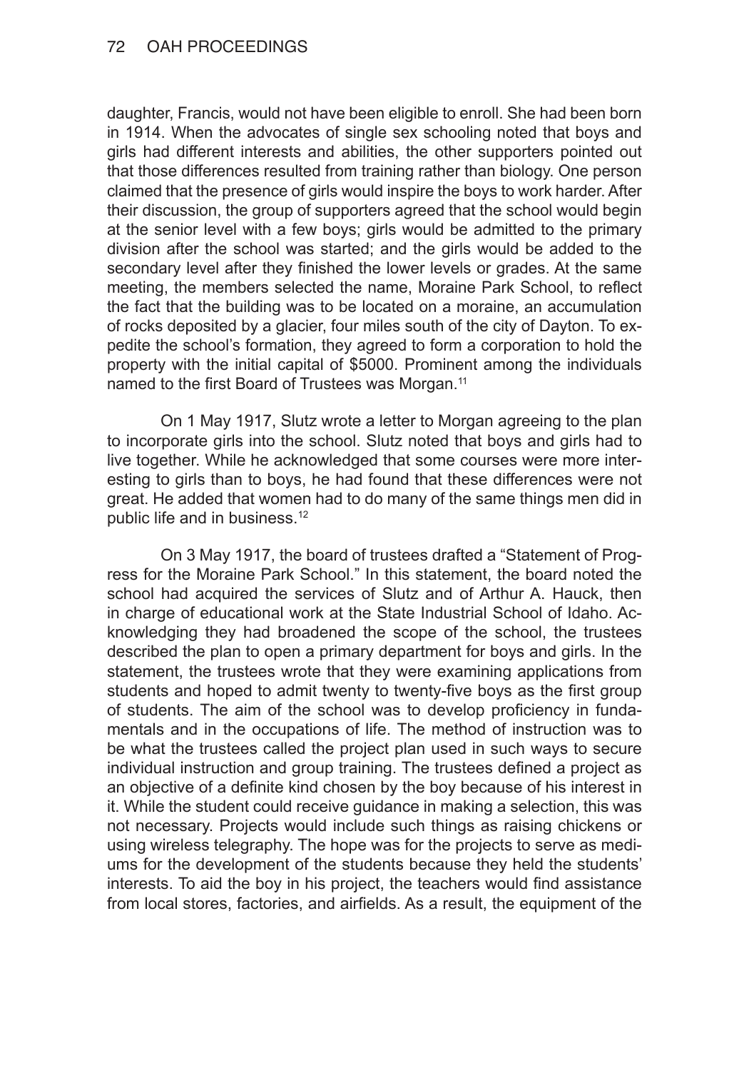daughter, Francis, would not have been eligible to enroll. She had been born in 1914. When the advocates of single sex schooling noted that boys and girls had different interests and abilities, the other supporters pointed out that those differences resulted from training rather than biology. One person claimed that the presence of girls would inspire the boys to work harder. After their discussion, the group of supporters agreed that the school would begin at the senior level with a few boys; girls would be admitted to the primary division after the school was started; and the girls would be added to the secondary level after they finished the lower levels or grades. At the same meeting, the members selected the name, Moraine Park School, to reflect the fact that the building was to be located on a moraine, an accumulation of rocks deposited by a glacier, four miles south of the city of Dayton. To expedite the school's formation, they agreed to form a corporation to hold the property with the initial capital of $5000. Prominent among the individuals named to the first Board of Trustees was Morgan.[11]

On 1 May 1917, Slutz wrote a letter to Morgan agreeing to the plan to incorporate girls into the school. Slutz noted that boys and girls had to live together. While he acknowledged that some courses were more interesting to girls than to boys, he had found that these differences were not great. He added that women had to do many of the same things men did in public life and in business.[12]

On 3 May 1917, the board of trustees drafted a "Statement of Progress for the Moraine Park School." In this statement, the board noted the school had acquired the services of Slutz and of Arthur A. Hauck, then in charge of educational work at the State Industrial School of Idaho. Acknowledging they had broadened the scope of the school, the trustees described the plan to open a primary department for boys and girls. In the statement, the trustees wrote that they were examining applications from students and hoped to admit twenty to twenty-five boys as the first group of students. The aim of the school was to develop proficiency in fundamentals and in the occupations of life. The method of instruction was to be what the trustees called the project plan used in such ways to secure individual instruction and group training. The trustees defined a project as an objective of a definite kind chosen by the boy because of his interest in it. While the student could receive guidance in making a selection, this was not necessary. Projects would include such things as raising chickens or using wireless telegraphy. The hope was for the projects to serve as mediums for the development of the students because they held the students' interests. To aid the boy in his project, the teachers would find assistance from local stores, factories, and airfields. As a result, the equipment of the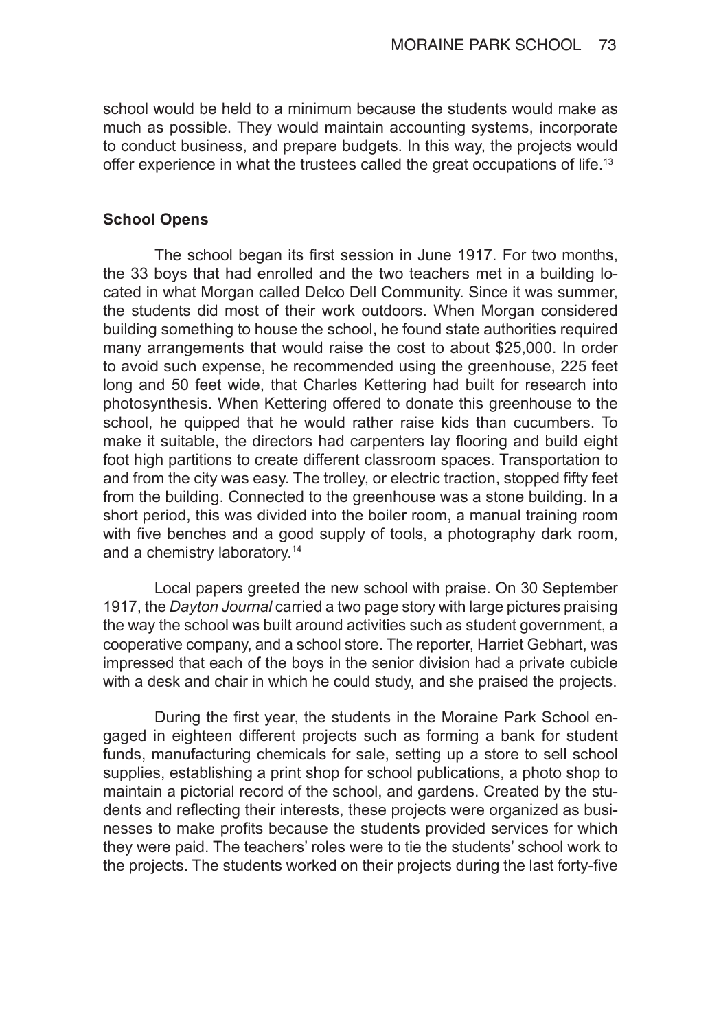school would be held to a minimum because the students would make as much as possible. They would maintain accounting systems, incorporate to conduct business, and prepare budgets. In this way, the projects would offer experience in what the trustees called the great occupations of life.[13]

### School Opens

The school began its first session in June 1917. For two months, the 33 boys that had enrolled and the two teachers met in a building located in what Morgan called Delco Dell Community. Since it was summer, the students did most of their work outdoors. When Morgan considered building something to house the school, he found state authorities required many arrangements that would raise the cost to about $25,000. In order to avoid such expense, he recommended using the greenhouse, 225 feet long and 50 feet wide, that Charles Kettering had built for research into photosynthesis. When Kettering offered to donate this greenhouse to the school, he quipped that he would rather raise kids than cucumbers. To make it suitable, the directors had carpenters lay flooring and build eight foot high partitions to create different classroom spaces. Transportation to and from the city was easy. The trolley, or electric traction, stopped fifty feet from the building. Connected to the greenhouse was a stone building. In a short period, this was divided into the boiler room, a manual training room with five benches and a good supply of tools, a photography dark room, and a chemistry laboratory.[14]

Local papers greeted the new school with praise. On 30 September 1917, the *Dayton Journal* carried a two page story with large pictures praising the way the school was built around activities such as student government, a cooperative company, and a school store. The reporter, Harriet Gebhart, was impressed that each of the boys in the senior division had a private cubicle with a desk and chair in which he could study, and she praised the projects.

During the first year, the students in the Moraine Park School engaged in eighteen different projects such as forming a bank for student funds, manufacturing chemicals for sale, setting up a store to sell school supplies, establishing a print shop for school publications, a photo shop to maintain a pictorial record of the school, and gardens. Created by the students and reflecting their interests, these projects were organized as businesses to make profits because the students provided services for which they were paid. The teachers' roles were to tie the students' school work to the projects. The students worked on their projects during the last forty-five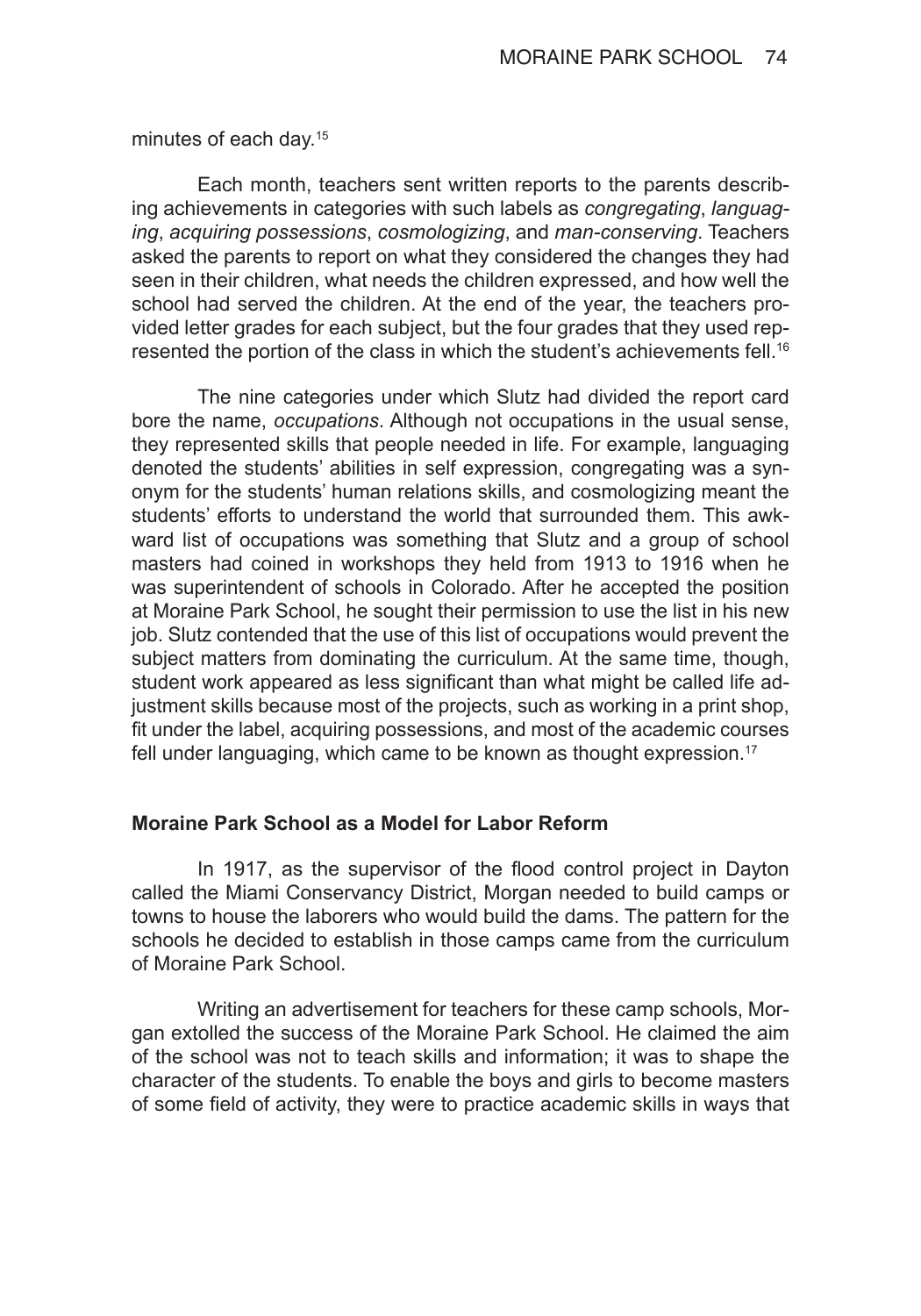minutes of each day.[15]

Each month, teachers sent written reports to the parents describing achievements in categories with such labels as *congregating*, *languaging*, *acquiring possessions*, *cosmologizing*, and *man-conserving*. Teachers asked the parents to report on what they considered the changes they had seen in their children, what needs the children expressed, and how well the school had served the children. At the end of the year, the teachers provided letter grades for each subject, but the four grades that they used represented the portion of the class in which the student's achievements fell.[16]

The nine categories under which Slutz had divided the report card bore the name, *occupations*. Although not occupations in the usual sense, they represented skills that people needed in life. For example, languaging denoted the students' abilities in self expression, congregating was a synonym for the students' human relations skills, and cosmologizing meant the students' efforts to understand the world that surrounded them. This awkward list of occupations was something that Slutz and a group of school masters had coined in workshops they held from 1913 to 1916 when he was superintendent of schools in Colorado. After he accepted the position at Moraine Park School, he sought their permission to use the list in his new job. Slutz contended that the use of this list of occupations would prevent the subject matters from dominating the curriculum. At the same time, though, student work appeared as less significant than what might be called life adjustment skills because most of the projects, such as working in a print shop, fit under the label, acquiring possessions, and most of the academic courses fell under languaging, which came to be known as thought expression.[17]

## Moraine Park School as a Model for Labor Reform

In 1917, as the supervisor of the flood control project in Dayton called the Miami Conservancy District, Morgan needed to build camps or towns to house the laborers who would build the dams. The pattern for the schools he decided to establish in those camps came from the curriculum of Moraine Park School.

Writing an advertisement for teachers for these camp schools, Morgan extolled the success of the Moraine Park School. He claimed the aim of the school was not to teach skills and information; it was to shape the character of the students. To enable the boys and girls to become masters of some field of activity, they were to practice academic skills in ways that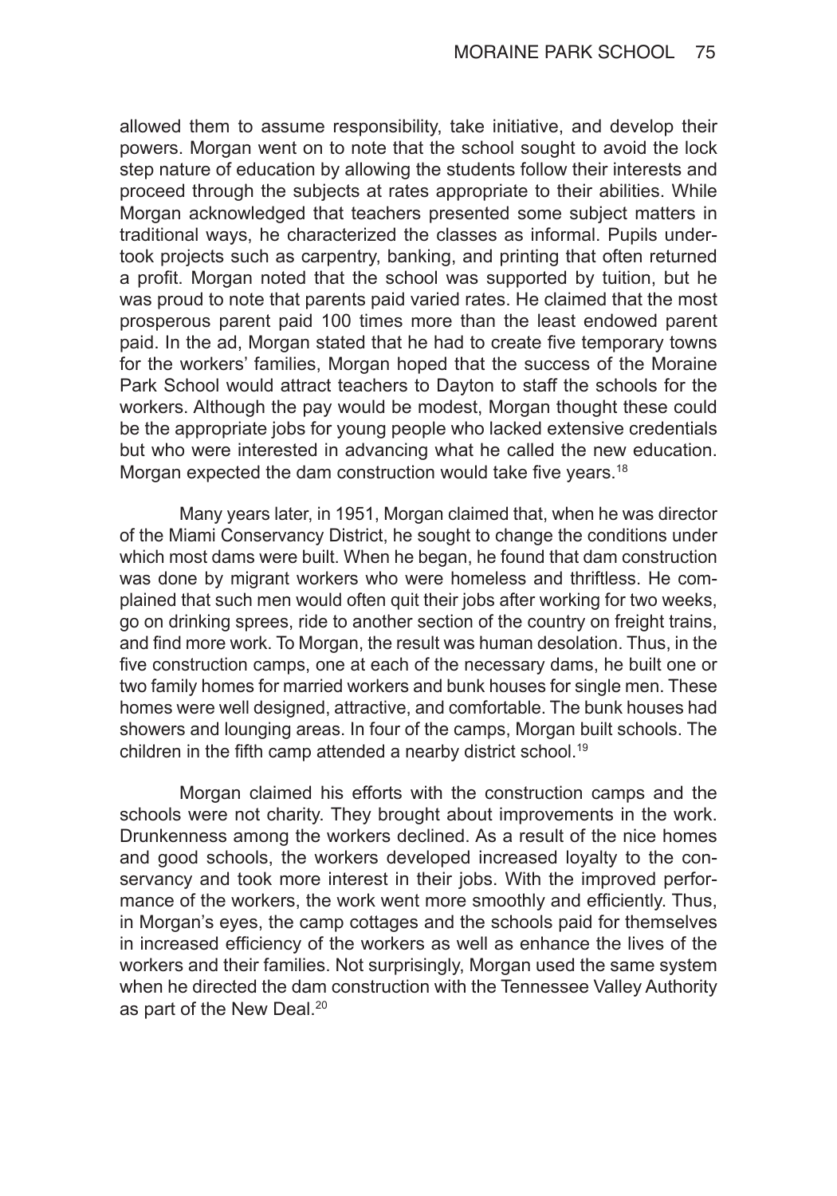allowed them to assume responsibility, take initiative, and develop their powers. Morgan went on to note that the school sought to avoid the lock step nature of education by allowing the students follow their interests and proceed through the subjects at rates appropriate to their abilities. While Morgan acknowledged that teachers presented some subject matters in traditional ways, he characterized the classes as informal. Pupils undertook projects such as carpentry, banking, and printing that often returned a profit. Morgan noted that the school was supported by tuition, but he was proud to note that parents paid varied rates. He claimed that the most prosperous parent paid 100 times more than the least endowed parent paid. In the ad, Morgan stated that he had to create five temporary towns for the workers' families, Morgan hoped that the success of the Moraine Park School would attract teachers to Dayton to staff the schools for the workers. Although the pay would be modest, Morgan thought these could be the appropriate jobs for young people who lacked extensive credentials but who were interested in advancing what he called the new education. Morgan expected the dam construction would take five years.[18]

Many years later, in 1951, Morgan claimed that, when he was director of the Miami Conservancy District, he sought to change the conditions under which most dams were built. When he began, he found that dam construction was done by migrant workers who were homeless and thriftless. He complained that such men would often quit their jobs after working for two weeks, go on drinking sprees, ride to another section of the country on freight trains, and find more work. To Morgan, the result was human desolation. Thus, in the five construction camps, one at each of the necessary dams, he built one or two family homes for married workers and bunk houses for single men. These homes were well designed, attractive, and comfortable. The bunk houses had showers and lounging areas. In four of the camps, Morgan built schools. The children in the fifth camp attended a nearby district school.[19]

Morgan claimed his efforts with the construction camps and the schools were not charity. They brought about improvements in the work. Drunkenness among the workers declined. As a result of the nice homes and good schools, the workers developed increased loyalty to the conservancy and took more interest in their jobs. With the improved performance of the workers, the work went more smoothly and efficiently. Thus, in Morgan's eyes, the camp cottages and the schools paid for themselves in increased efficiency of the workers as well as enhance the lives of the workers and their families. Not surprisingly, Morgan used the same system when he directed the dam construction with the Tennessee Valley Authority as part of the New Deal.[20]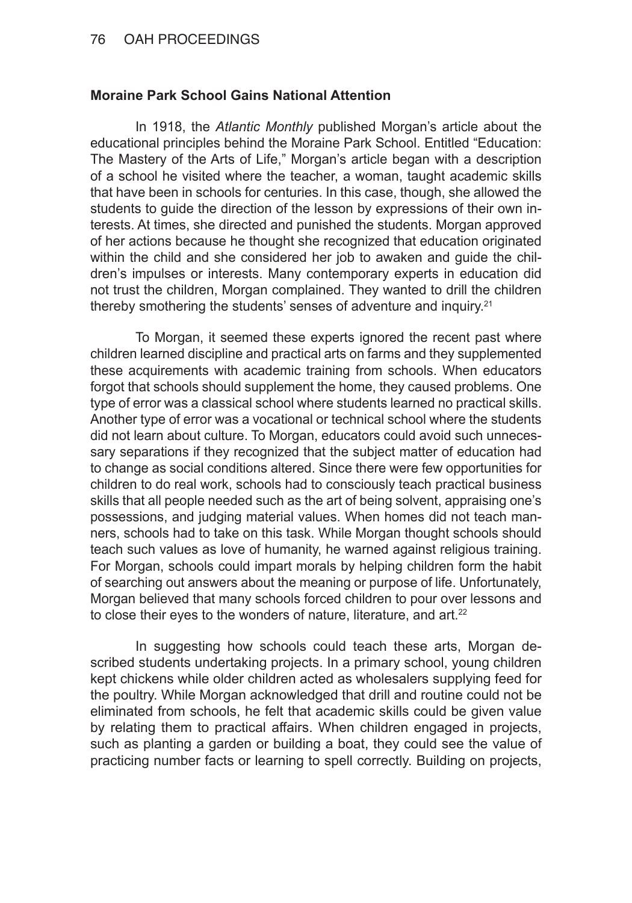**Moraine Park School Gains National Attention**

In 1918, the *Atlantic Monthly* published Morgan's article about the educational principles behind the Moraine Park School. Entitled "Education: The Mastery of the Arts of Life," Morgan's article began with a description of a school he visited where the teacher, a woman, taught academic skills that have been in schools for centuries. In this case, though, she allowed the students to guide the direction of the lesson by expressions of their own interests. At times, she directed and punished the students. Morgan approved of her actions because he thought she recognized that education originated within the child and she considered her job to awaken and guide the children's impulses or interests. Many contemporary experts in education did not trust the children, Morgan complained. They wanted to drill the children thereby smothering the students' senses of adventure and inquiry.[21]

To Morgan, it seemed these experts ignored the recent past where children learned discipline and practical arts on farms and they supplemented these acquirements with academic training from schools. When educators forgot that schools should supplement the home, they caused problems. One type of error was a classical school where students learned no practical skills. Another type of error was a vocational or technical school where the students did not learn about culture. To Morgan, educators could avoid such unnecessary separations if they recognized that the subject matter of education had to change as social conditions altered. Since there were few opportunities for children to do real work, schools had to consciously teach practical business skills that all people needed such as the art of being solvent, appraising one's possessions, and judging material values. When homes did not teach manners, schools had to take on this task. While Morgan thought schools should teach such values as love of humanity, he warned against religious training. For Morgan, schools could impart morals by helping children form the habit of searching out answers about the meaning or purpose of life. Unfortunately, Morgan believed that many schools forced children to pour over lessons and to close their eyes to the wonders of nature, literature, and art.[22]

In suggesting how schools could teach these arts, Morgan described students undertaking projects. In a primary school, young children kept chickens while older children acted as wholesalers supplying feed for the poultry. While Morgan acknowledged that drill and routine could not be eliminated from schools, he felt that academic skills could be given value by relating them to practical affairs. When children engaged in projects, such as planting a garden or building a boat, they could see the value of practicing number facts or learning to spell correctly. Building on projects,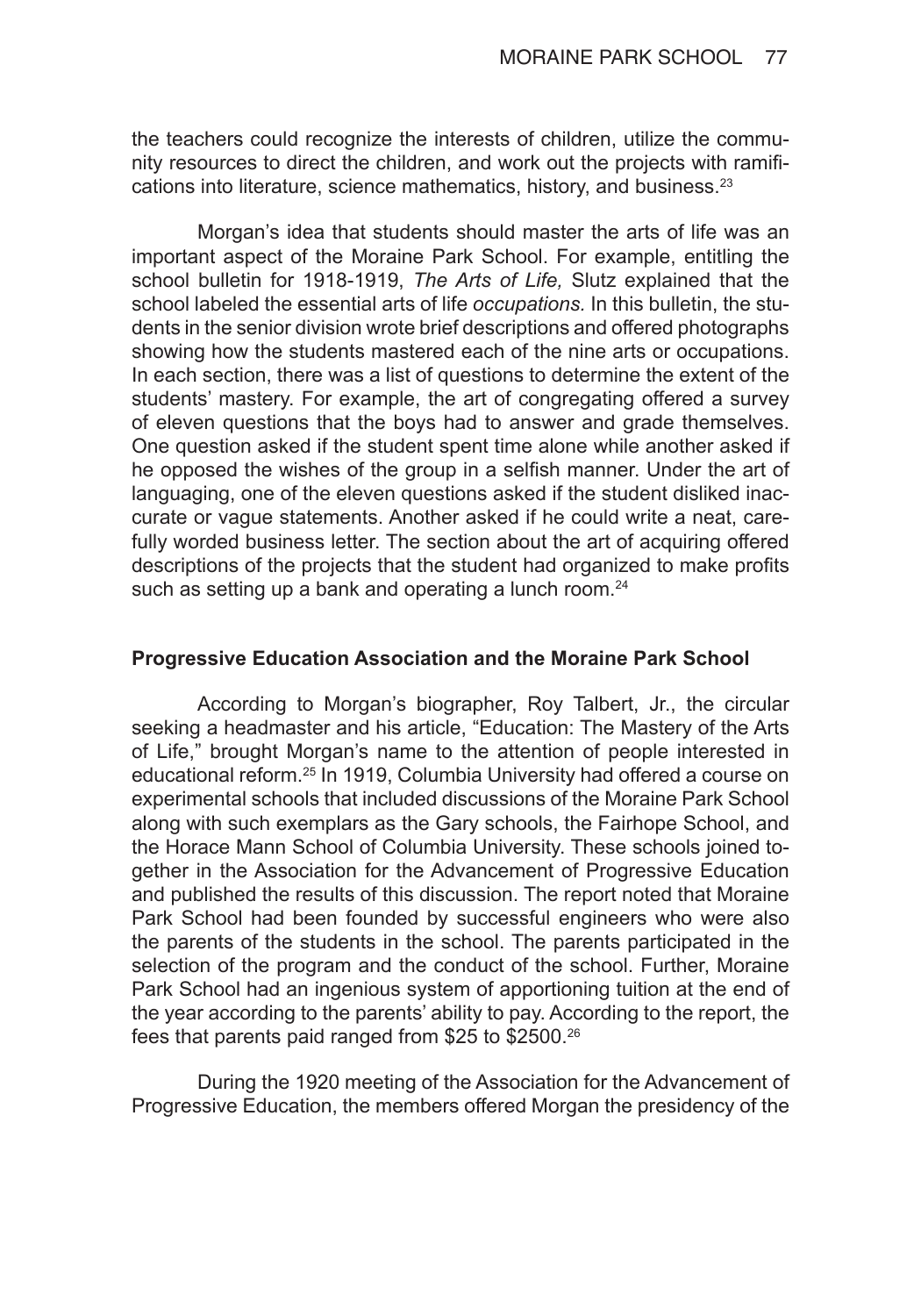the teachers could recognize the interests of children, utilize the community resources to direct the children, and work out the projects with ramifications into literature, science mathematics, history, and business.[23]

Morgan's idea that students should master the arts of life was an important aspect of the Moraine Park School. For example, entitling the school bulletin for 1918-1919, *The Arts of Life,* Slutz explained that the school labeled the essential arts of life *occupations*. In this bulletin, the students in the senior division wrote brief descriptions and offered photographs showing how the students mastered each of the nine arts or occupations. In each section, there was a list of questions to determine the extent of the students' mastery. For example, the art of congregating offered a survey of eleven questions that the boys had to answer and grade themselves. One question asked if the student spent time alone while another asked if he opposed the wishes of the group in a selfish manner. Under the art of languaging, one of the eleven questions asked if the student disliked inaccurate or vague statements. Another asked if he could write a neat, carefully worded business letter. The section about the art of acquiring offered descriptions of the projects that the student had organized to make profits such as setting up a bank and operating a lunch room.[24]

## Progressive Education Association and the Moraine Park School

According to Morgan's biographer, Roy Talbert, Jr., the circular seeking a headmaster and his article, "Education: The Mastery of the Arts of Life," brought Morgan's name to the attention of people interested in educational reform.[25] In 1919, Columbia University had offered a course on experimental schools that included discussions of the Moraine Park School along with such exemplars as the Gary schools, the Fairhope School, and the Horace Mann School of Columbia University. These schools joined together in the Association for the Advancement of Progressive Education and published the results of this discussion. The report noted that Moraine Park School had been founded by successful engineers who were also the parents of the students in the school. The parents participated in the selection of the program and the conduct of the school. Further, Moraine Park School had an ingenious system of apportioning tuition at the end of the year according to the parents' ability to pay. According to the report, the fees that parents paid ranged from $25 to $2500.[26]

During the 1920 meeting of the Association for the Advancement of Progressive Education, the members offered Morgan the presidency of the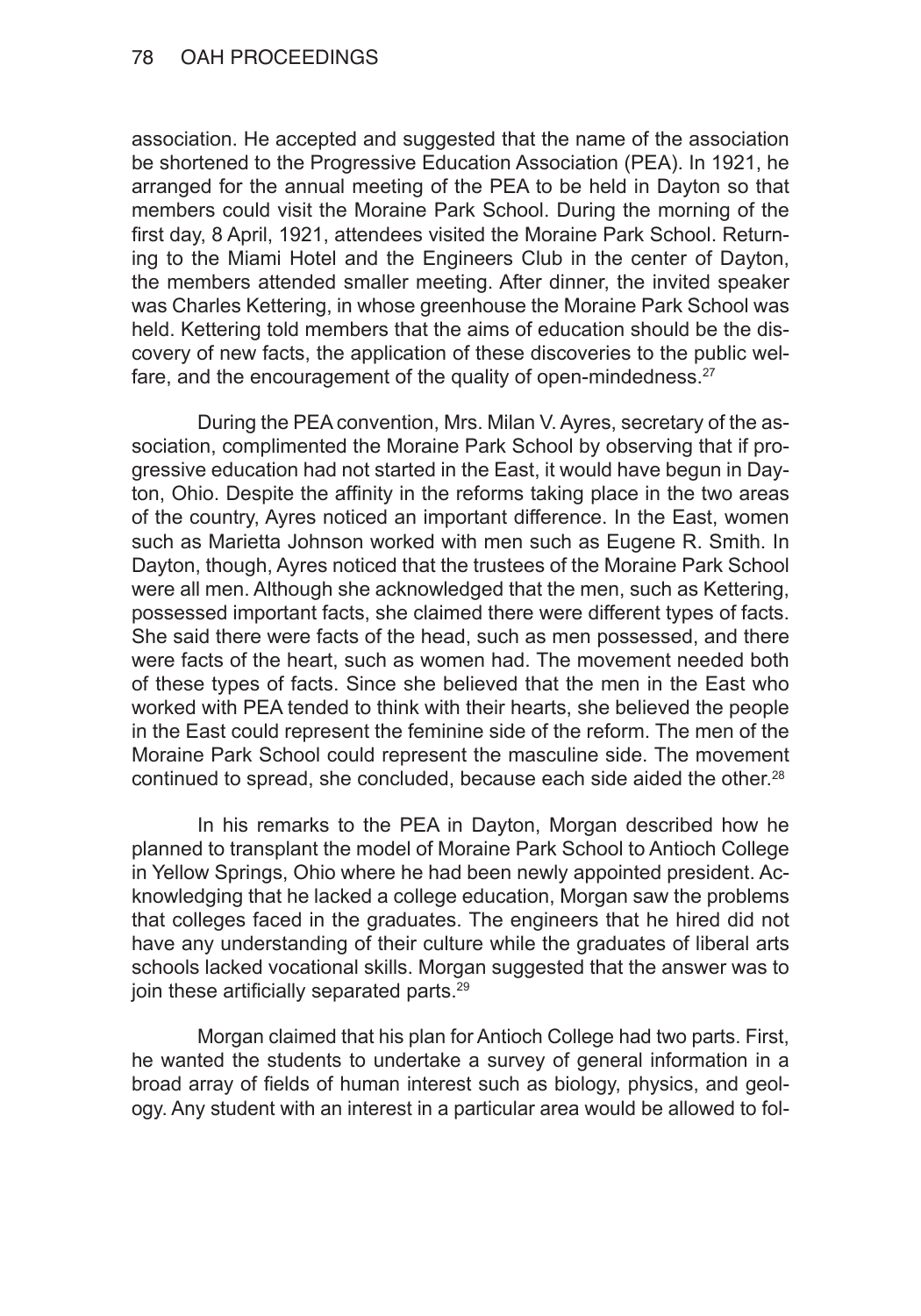association. He accepted and suggested that the name of the association be shortened to the Progressive Education Association (PEA). In 1921, he arranged for the annual meeting of the PEA to be held in Dayton so that members could visit the Moraine Park School. During the morning of the first day, 8 April, 1921, attendees visited the Moraine Park School. Returning to the Miami Hotel and the Engineers Club in the center of Dayton, the members attended smaller meeting. After dinner, the invited speaker was Charles Kettering, in whose greenhouse the Moraine Park School was held. Kettering told members that the aims of education should be the discovery of new facts, the application of these discoveries to the public welfare, and the encouragement of the quality of open-mindedness.[27]

During the PEA convention, Mrs. Milan V. Ayres, secretary of the association, complimented the Moraine Park School by observing that if progressive education had not started in the East, it would have begun in Dayton, Ohio. Despite the affinity in the reforms taking place in the two areas of the country, Ayres noticed an important difference. In the East, women such as Marietta Johnson worked with men such as Eugene R. Smith. In Dayton, though, Ayres noticed that the trustees of the Moraine Park School were all men. Although she acknowledged that the men, such as Kettering, possessed important facts, she claimed there were different types of facts. She said there were facts of the head, such as men possessed, and there were facts of the heart, such as women had. The movement needed both of these types of facts. Since she believed that the men in the East who worked with PEA tended to think with their hearts, she believed the people in the East could represent the feminine side of the reform. The men of the Moraine Park School could represent the masculine side. The movement continued to spread, she concluded, because each side aided the other.[28]

In his remarks to the PEA in Dayton, Morgan described how he planned to transplant the model of Moraine Park School to Antioch College in Yellow Springs, Ohio where he had been newly appointed president. Acknowledging that he lacked a college education, Morgan saw the problems that colleges faced in the graduates. The engineers that he hired did not have any understanding of their culture while the graduates of liberal arts schools lacked vocational skills. Morgan suggested that the answer was to join these artificially separated parts.[29]

Morgan claimed that his plan for Antioch College had two parts. First, he wanted the students to undertake a survey of general information in a broad array of fields of human interest such as biology, physics, and geology. Any student with an interest in a particular area would be allowed to fol-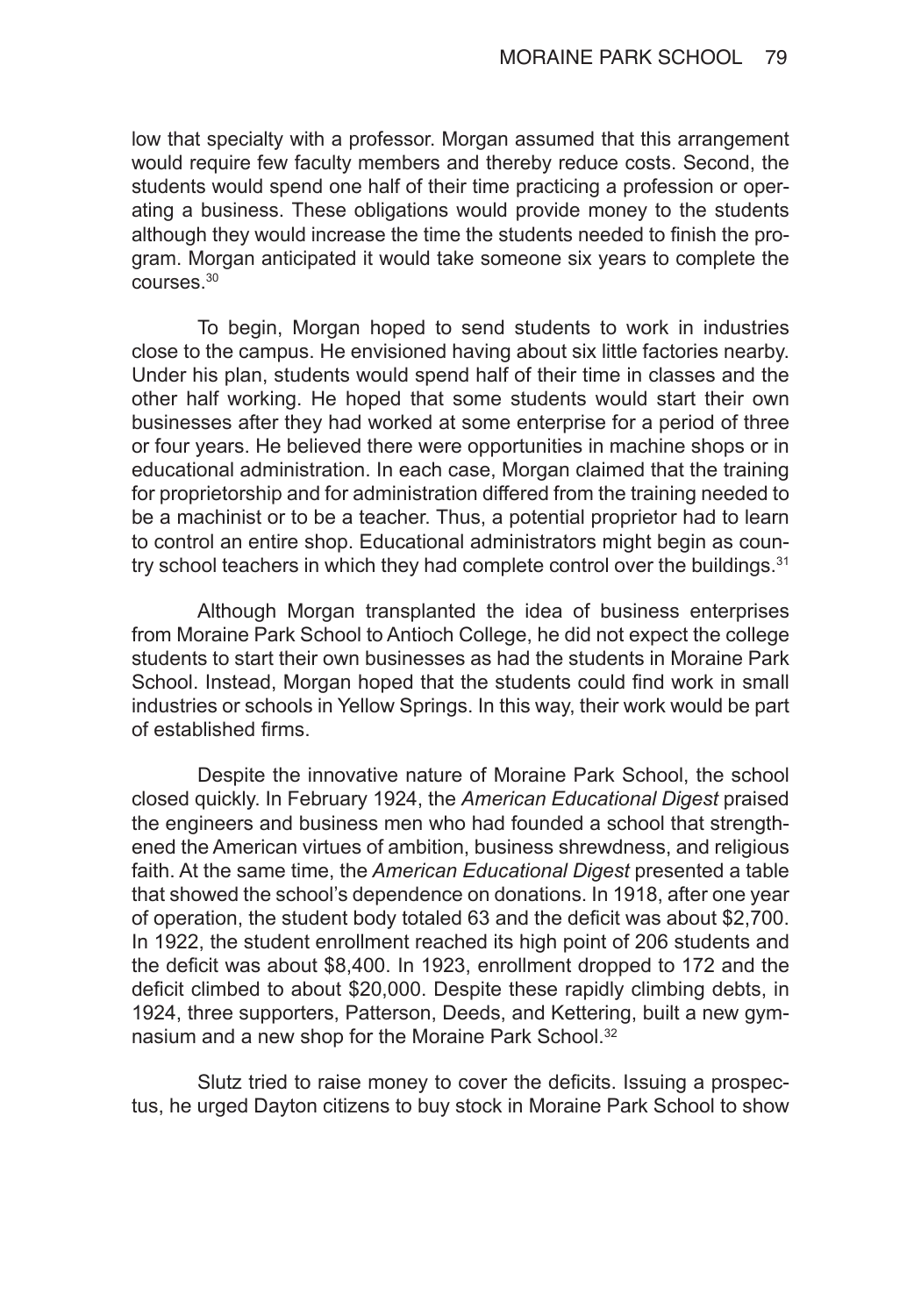low that specialty with a professor. Morgan assumed that this arrangement would require few faculty members and thereby reduce costs. Second, the students would spend one half of their time practicing a profession or operating a business. These obligations would provide money to the students although they would increase the time the students needed to finish the program. Morgan anticipated it would take someone six years to complete the courses.[30]

To begin, Morgan hoped to send students to work in industries close to the campus. He envisioned having about six little factories nearby. Under his plan, students would spend half of their time in classes and the other half working. He hoped that some students would start their own businesses after they had worked at some enterprise for a period of three or four years. He believed there were opportunities in machine shops or in educational administration. In each case, Morgan claimed that the training for proprietorship and for administration differed from the training needed to be a machinist or to be a teacher. Thus, a potential proprietor had to learn to control an entire shop. Educational administrators might begin as country school teachers in which they had complete control over the buildings.[31]

Although Morgan transplanted the idea of business enterprises from Moraine Park School to Antioch College, he did not expect the college students to start their own businesses as had the students in Moraine Park School. Instead, Morgan hoped that the students could find work in small industries or schools in Yellow Springs. In this way, their work would be part of established firms.

Despite the innovative nature of Moraine Park School, the school closed quickly. In February 1924, the *American Educational Digest* praised the engineers and business men who had founded a school that strengthened the American virtues of ambition, business shrewdness, and religious faith. At the same time, the *American Educational Digest* presented a table that showed the school's dependence on donations. In 1918, after one year of operation, the student body totaled 63 and the deficit was about $2,700. In 1922, the student enrollment reached its high point of 206 students and the deficit was about $8,400. In 1923, enrollment dropped to 172 and the deficit climbed to about $20,000. Despite these rapidly climbing debts, in 1924, three supporters, Patterson, Deeds, and Kettering, built a new gymnasium and a new shop for the Moraine Park School.[32]

Slutz tried to raise money to cover the deficits. Issuing a prospectus, he urged Dayton citizens to buy stock in Moraine Park School to show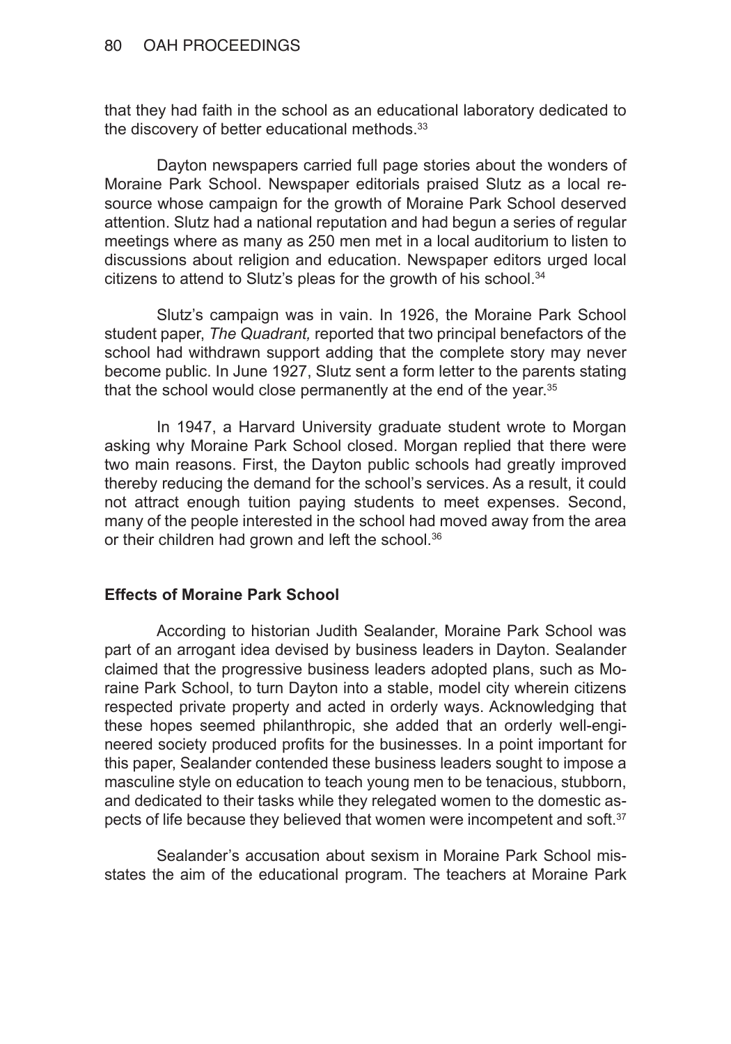that they had faith in the school as an educational laboratory dedicated to the discovery of better educational methods.[33]

Dayton newspapers carried full page stories about the wonders of Moraine Park School. Newspaper editorials praised Slutz as a local resource whose campaign for the growth of Moraine Park School deserved attention. Slutz had a national reputation and had begun a series of regular meetings where as many as 250 men met in a local auditorium to listen to discussions about religion and education. Newspaper editors urged local citizens to attend to Slutz's pleas for the growth of his school.[34]

Slutz's campaign was in vain. In 1926, the Moraine Park School student paper, *The Quadrant,* reported that two principal benefactors of the school had withdrawn support adding that the complete story may never become public. In June 1927, Slutz sent a form letter to the parents stating that the school would close permanently at the end of the year.[35]

In 1947, a Harvard University graduate student wrote to Morgan asking why Moraine Park School closed. Morgan replied that there were two main reasons. First, the Dayton public schools had greatly improved thereby reducing the demand for the school's services. As a result, it could not attract enough tuition paying students to meet expenses. Second, many of the people interested in the school had moved away from the area or their children had grown and left the school.[36]

**Effects of Moraine Park School**

According to historian Judith Sealander, Moraine Park School was part of an arrogant idea devised by business leaders in Dayton. Sealander claimed that the progressive business leaders adopted plans, such as Moraine Park School, to turn Dayton into a stable, model city wherein citizens respected private property and acted in orderly ways. Acknowledging that these hopes seemed philanthropic, she added that an orderly well-engineered society produced profits for the businesses. In a point important for this paper, Sealander contended these business leaders sought to impose a masculine style on education to teach young men to be tenacious, stubborn, and dedicated to their tasks while they relegated women to the domestic aspects of life because they believed that women were incompetent and soft.[37]

Sealander's accusation about sexism in Moraine Park School misstates the aim of the educational program. The teachers at Moraine Park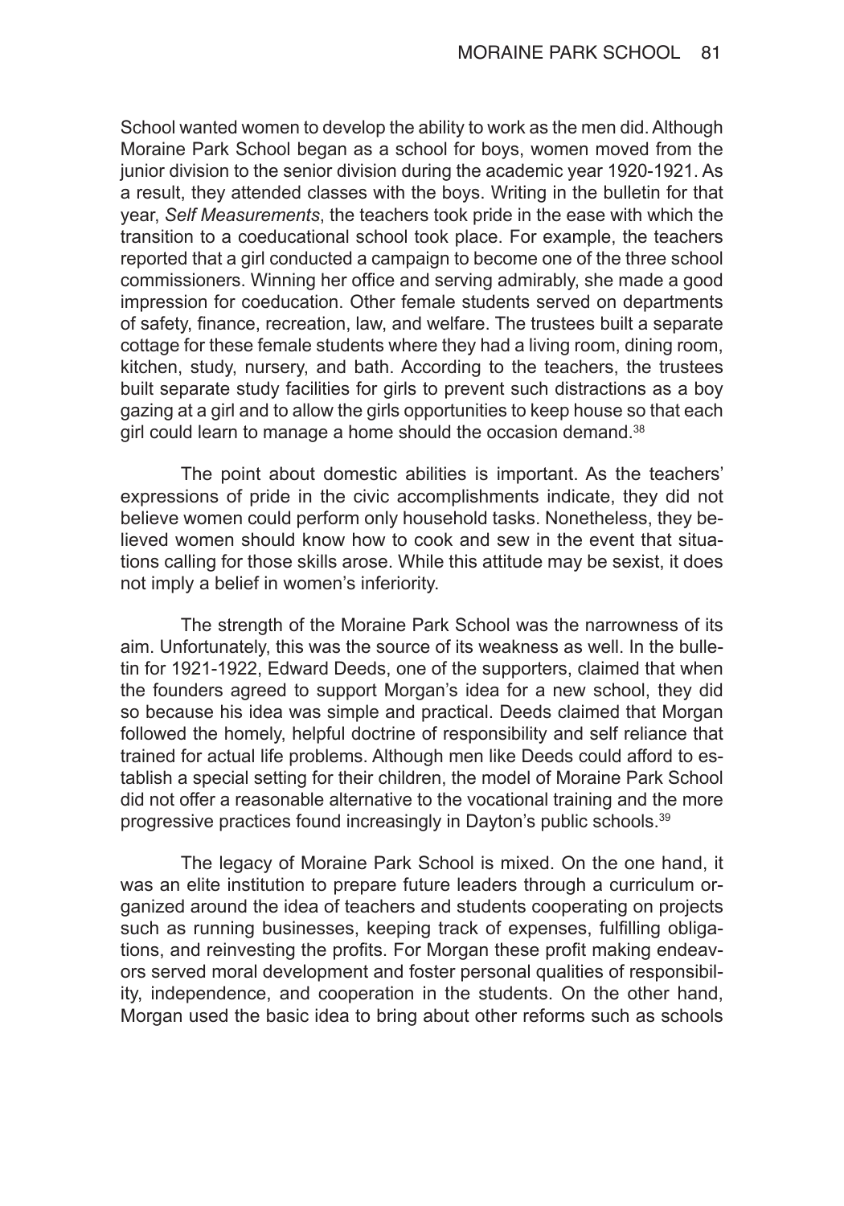School wanted women to develop the ability to work as the men did. Although Moraine Park School began as a school for boys, women moved from the junior division to the senior division during the academic year 1920-1921. As a result, they attended classes with the boys. Writing in the bulletin for that year, *Self Measurements*, the teachers took pride in the ease with which the transition to a coeducational school took place. For example, the teachers reported that a girl conducted a campaign to become one of the three school commissioners. Winning her office and serving admirably, she made a good impression for coeducation. Other female students served on departments of safety, finance, recreation, law, and welfare. The trustees built a separate cottage for these female students where they had a living room, dining room, kitchen, study, nursery, and bath. According to the teachers, the trustees built separate study facilities for girls to prevent such distractions as a boy gazing at a girl and to allow the girls opportunities to keep house so that each girl could learn to manage a home should the occasion demand.[38]

The point about domestic abilities is important. As the teachers' expressions of pride in the civic accomplishments indicate, they did not believe women could perform only household tasks. Nonetheless, they believed women should know how to cook and sew in the event that situations calling for those skills arose. While this attitude may be sexist, it does not imply a belief in women's inferiority.

The strength of the Moraine Park School was the narrowness of its aim. Unfortunately, this was the source of its weakness as well. In the bulletin for 1921-1922, Edward Deeds, one of the supporters, claimed that when the founders agreed to support Morgan's idea for a new school, they did so because his idea was simple and practical. Deeds claimed that Morgan followed the homely, helpful doctrine of responsibility and self reliance that trained for actual life problems. Although men like Deeds could afford to establish a special setting for their children, the model of Moraine Park School did not offer a reasonable alternative to the vocational training and the more progressive practices found increasingly in Dayton's public schools.[39]

The legacy of Moraine Park School is mixed. On the one hand, it was an elite institution to prepare future leaders through a curriculum organized around the idea of teachers and students cooperating on projects such as running businesses, keeping track of expenses, fulfilling obligations, and reinvesting the profits. For Morgan these profit making endeavors served moral development and foster personal qualities of responsibility, independence, and cooperation in the students. On the other hand, Morgan used the basic idea to bring about other reforms such as schools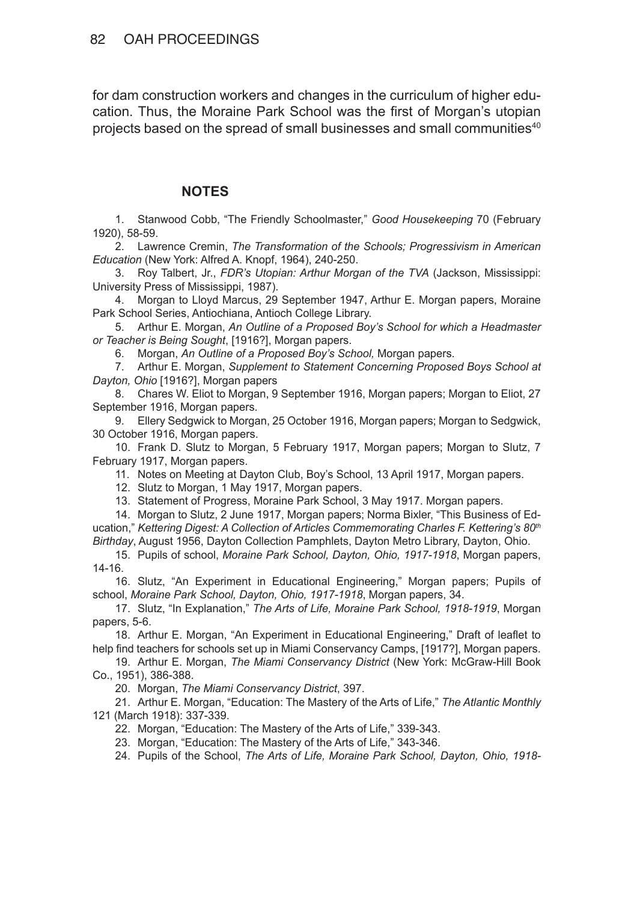for dam construction workers and changes in the curriculum of higher education. Thus, the Moraine Park School was the first of Morgan's utopian projects based on the spread of small businesses and small communities[40]

## NOTES

1. Stanwood Cobb, "The Friendly Schoolmaster," *Good Housekeeping* 70 (February 1920), 58-59.
2. Lawrence Cremin, *The Transformation of the Schools; Progressivism in American Education* (New York: Alfred A. Knopf, 1964), 240-250.
3. Roy Talbert, Jr., *FDR's Utopian: Arthur Morgan of the TVA* (Jackson, Mississippi: University Press of Mississippi, 1987).
4. Morgan to Lloyd Marcus, 29 September 1947, Arthur E. Morgan papers, Moraine Park School Series, Antiochiana, Antioch College Library.
5. Arthur E. Morgan, *An Outline of a Proposed Boy's School for which a Headmaster or Teacher is Being Sought*, [1916?], Morgan papers.
6. Morgan, *An Outline of a Proposed Boy's School,* Morgan papers.
7. Arthur E. Morgan, *Supplement to Statement Concerning Proposed Boys School at Dayton, Ohio* [1916?], Morgan papers
8. Chares W. Eliot to Morgan, 9 September 1916, Morgan papers; Morgan to Eliot, 27 September 1916, Morgan papers.
9. Ellery Sedgwick to Morgan, 25 October 1916, Morgan papers; Morgan to Sedgwick, 30 October 1916, Morgan papers.
10. Frank D. Slutz to Morgan, 5 February 1917, Morgan papers; Morgan to Slutz, 7 February 1917, Morgan papers.
11. Notes on Meeting at Dayton Club, Boy's School, 13 April 1917, Morgan papers.
12. Slutz to Morgan, 1 May 1917, Morgan papers.
13. Statement of Progress, Moraine Park School, 3 May 1917. Morgan papers.
14. Morgan to Slutz, 2 June 1917, Morgan papers; Norma Bixler, "This Business of Education," *Kettering Digest: A Collection of Articles Commemorating Charles F. Kettering's 80th Birthday*, August 1956, Dayton Collection Pamphlets, Dayton Metro Library, Dayton, Ohio.
15. Pupils of school, *Moraine Park School, Dayton, Ohio, 1917-1918*, Morgan papers, 14-16.
16. Slutz, "An Experiment in Educational Engineering," Morgan papers; Pupils of school, *Moraine Park School, Dayton, Ohio, 1917-1918*, Morgan papers, 34.
17. Slutz, "In Explanation," *The Arts of Life, Moraine Park School, 1918-1919*, Morgan papers, 5-6.
18. Arthur E. Morgan, "An Experiment in Educational Engineering," Draft of leaflet to help find teachers for schools set up in Miami Conservancy Camps, [1917?], Morgan papers.
19. Arthur E. Morgan, *The Miami Conservancy District* (New York: McGraw-Hill Book Co., 1951), 386-388.
20. Morgan, *The Miami Conservancy District*, 397.
21. Arthur E. Morgan, "Education: The Mastery of the Arts of Life," *The Atlantic Monthly* 121 (March 1918): 337-339.
22. Morgan, "Education: The Mastery of the Arts of Life," 339-343.
23. Morgan, "Education: The Mastery of the Arts of Life," 343-346.
24. Pupils of the School, *The Arts of Life, Moraine Park School, Dayton, Ohio, 1918-*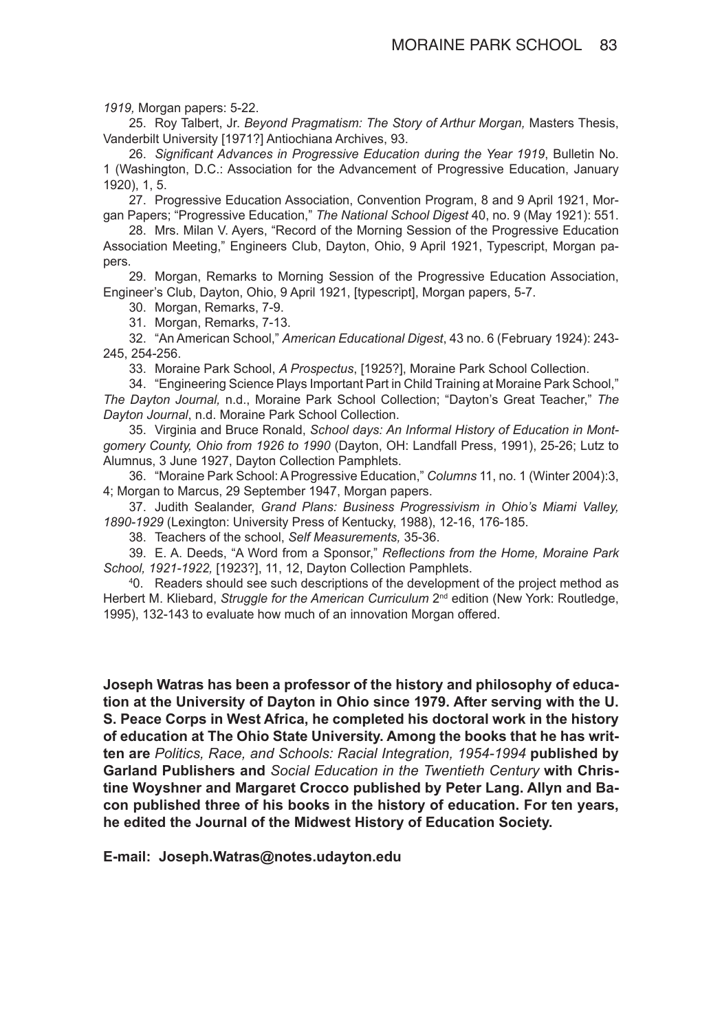*1919,* Morgan papers: 5-22.

25. Roy Talbert, Jr. *Beyond Pragmatism: The Story of Arthur Morgan,* Masters Thesis, Vanderbilt University [1971?] Antiochiana Archives, 93.

26. *Significant Advances in Progressive Education during the Year 1919*, Bulletin No. 1 (Washington, D.C.: Association for the Advancement of Progressive Education, January 1920), 1, 5.

27. Progressive Education Association, Convention Program, 8 and 9 April 1921, Morgan Papers; "Progressive Education," *The National School Digest* 40, no. 9 (May 1921): 551.

28. Mrs. Milan V. Ayers, "Record of the Morning Session of the Progressive Education Association Meeting," Engineers Club, Dayton, Ohio, 9 April 1921, Typescript, Morgan papers.

29. Morgan, Remarks to Morning Session of the Progressive Education Association, Engineer's Club, Dayton, Ohio, 9 April 1921, [typescript], Morgan papers, 5-7.

30. Morgan, Remarks, 7-9.

31. Morgan, Remarks, 7-13.

32. "An American School," *American Educational Digest*, 43 no. 6 (February 1924): 243-245, 254-256.

33. Moraine Park School, *A Prospectus*, [1925?], Moraine Park School Collection.

34. "Engineering Science Plays Important Part in Child Training at Moraine Park School," *The Dayton Journal,* n.d., Moraine Park School Collection; "Dayton's Great Teacher," *The Dayton Journal*, n.d. Moraine Park School Collection.

35. Virginia and Bruce Ronald, *School days: An Informal History of Education in Montgomery County, Ohio from 1926 to 1990* (Dayton, OH: Landfall Press, 1991), 25-26; Lutz to Alumnus, 3 June 1927, Dayton Collection Pamphlets.

36. "Moraine Park School: A Progressive Education," *Columns* 11, no. 1 (Winter 2004):3, 4; Morgan to Marcus, 29 September 1947, Morgan papers.

37. Judith Sealander, *Grand Plans: Business Progressivism in Ohio's Miami Valley, 1890-1929* (Lexington: University Press of Kentucky, 1988), 12-16, 176-185.

38. Teachers of the school, *Self Measurements,* 35-36.

39. E. A. Deeds, "A Word from a Sponsor," *Reflections from the Home, Moraine Park School, 1921-1922,* [1923?], 11, 12, Dayton Collection Pamphlets.

40. Readers should see such descriptions of the development of the project method as Herbert M. Kliebard, *Struggle for the American Curriculum* 2nd edition (New York: Routledge, 1995), 132-143 to evaluate how much of an innovation Morgan offered.

**Joseph Watras has been a professor of the history and philosophy of education at the University of Dayton in Ohio since 1979. After serving with the U. S. Peace Corps in West Africa, he completed his doctoral work in the history of education at The Ohio State University. Among the books that he has written are** ***Politics, Race, and Schools: Racial Integration, 1954-1994*** **published by Garland Publishers and** ***Social Education in the Twentieth Century*** **with Christine Woyshner and Margaret Crocco published by Peter Lang. Allyn and Bacon published three of his books in the history of education. For ten years, he edited the Journal of the Midwest History of Education Society.**

**E-mail: Joseph.Watras@notes.udayton.edu**